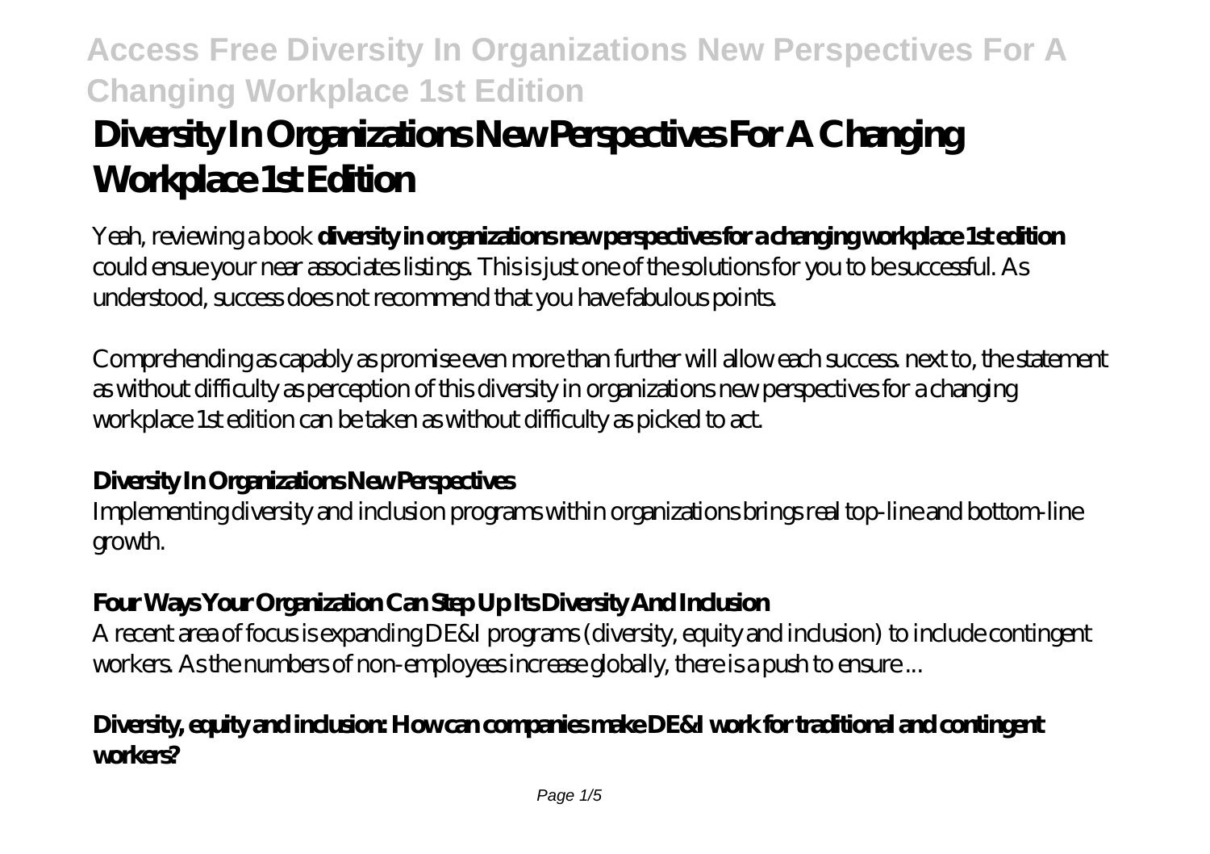# Diversity In Organizations New Perspectives For A Changing Workplace 1st Edition

Yeah, reviewing a book **diversity in organizations new perspectives for a changing workplace 1st edition** could ensue your near associates listings. This is just one of the solutions for you to be successful. As understood, success does not recommend that you have fabulous points.

Comprehending as capably as promise even more than further will allow each success. next to, the statement as without difficulty as perception of this diversity in organizations new perspectives for a changing workplace 1st edition can be taken as without difficulty as picked to act.

### Diversity In Organizations New Perspectives

Implementing diversity and inclusion programs within organizations brings real top-line and bottom-line growth.

### Four Ways Your Organization Can Step Up Its Diversity And Inclusion

A recent area of focus is expanding DE&I programs (diversity, equity and inclusion) to include contingent workers. As the numbers of non-employees increase globally, there is a push to ensure ...

### Diversity, equity and inclusion: How can companies make DE&I work for traditional and contingent workers?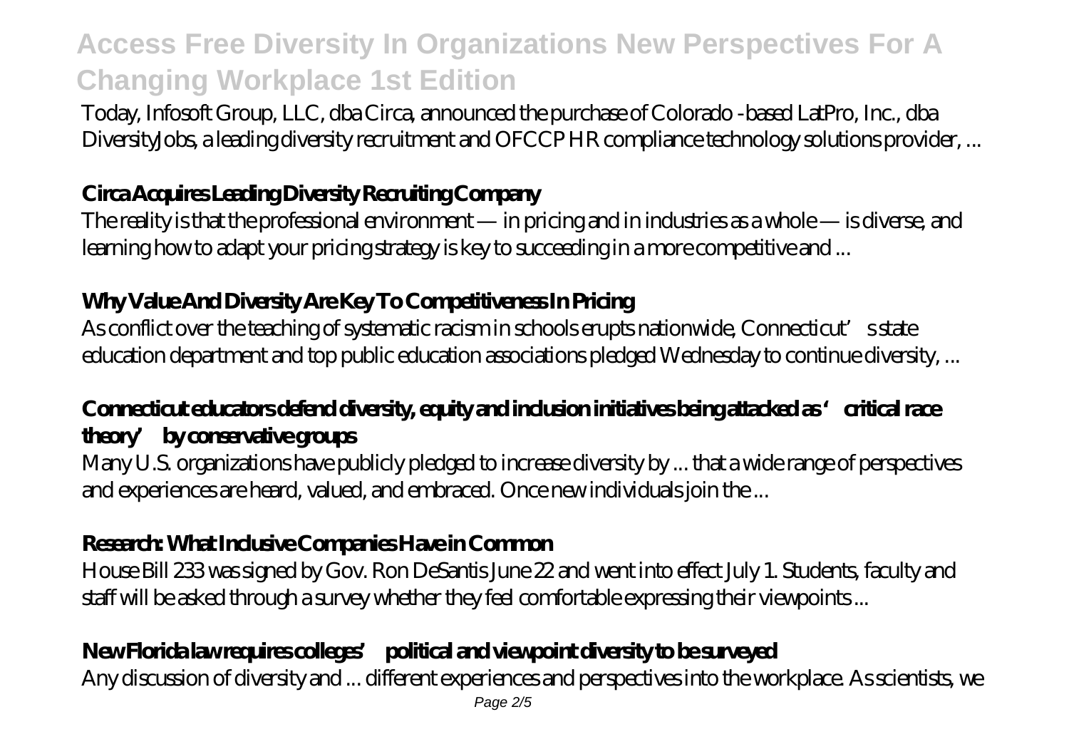Today, Infosoft Group, LLC, dba Circa, announced the purchase of Colorado -based LatPro, Inc., dba DiversityJobs, a leading diversity recruitment and OFCCP HR compliance technology solutions provider, ...

### **Circa Acquires Leading Diversity Recruiting Company**

The reality is that the professional environment — in pricing and in industries as a whole — is diverse, and learning how to adapt your pricing strategy is key to succeeding in a more competitive and ...

### **Why Value And Diversity Are Key To Competitiveness In Pricing**

As conflict over the teaching of systematic racism in schools erupts nationwide, Connecticut's state education department and top public education associations pledged Wednesday to continue diversity, ...

### **Connecticut educators defend diversity, equity and inclusion initiatives being attacked as 'critical race theory' by conservative groups**

Many U.S. organizations have publicly pledged to increase diversity by ... that a wide range of perspectives and experiences are heard, valued, and embraced. Once new individuals join the ...

### **Research: What Inclusive Companies Have in Common**

House Bill 233 was signed by Gov. Ron DeSantis June 22 and went into effect July 1. Students, faculty and staff will be asked through a survey whether they feel comfortable expressing their viewpoints ...

### **New Florida law requires colleges' political and viewpoint diversity to be surveyed**

Any discussion of diversity and ... different experiences and perspectives into the workplace. As scientists, we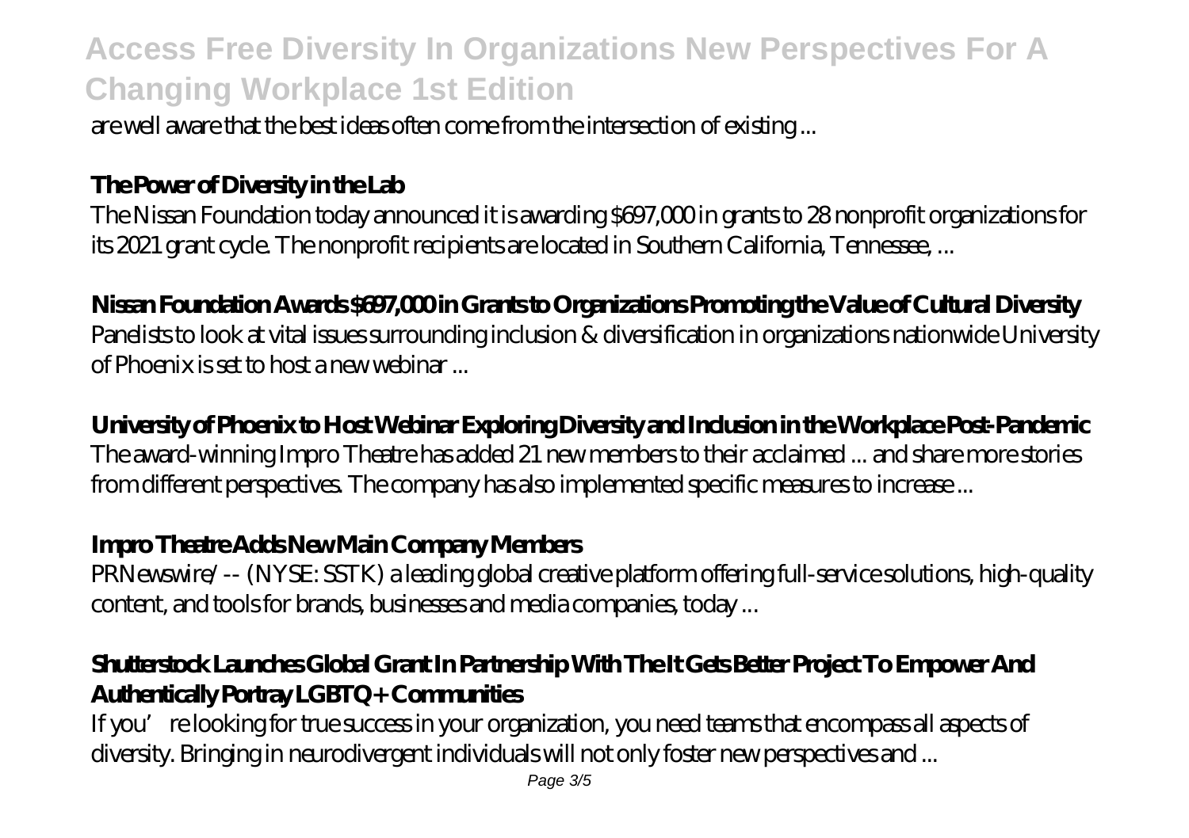are well aware that the best ideas often come from the intersection of existing ...

### The Power of Diversity in the Lab

The Nissan Foundation today announced it is awarding $697,000 in grants to 28 nonprofit organizations for its 2021 grant cycle. The nonprofit recipients are located in Southern California, Tennessee, ...

### Nissan Foundation Awards $697,000 in Grants to Organizations Promoting the Value of Cultural Diversity

Panelists to look at vital issues surrounding inclusion & diversification in organizations nationwide University of Phoenix is set to host a new webinar ...

### University of Phoenix to Host Webinar Exploring Diversity and Inclusion in the Workplace Post-Pandemic

The award-winning Impro Theatre has added 21 new members to their acclaimed ... and share more stories from different perspectives. The company has also implemented specific measures to increase ...

### Impro Theatre Adds New Main Company Members

PRNewswire/ -- (NYSE: SSTK) a leading global creative platform offering full-service solutions, high-quality content, and tools for brands, businesses and media companies, today ...

### Shutterstock Launches Global Grant In Partnership With The It Gets Better Project To Empower And Authentically Portray LGBTQ+ Communities

If you're looking for true success in your organization, you need teams that encompass all aspects of diversity. Bringing in neurodivergent individuals will not only foster new perspectives and ...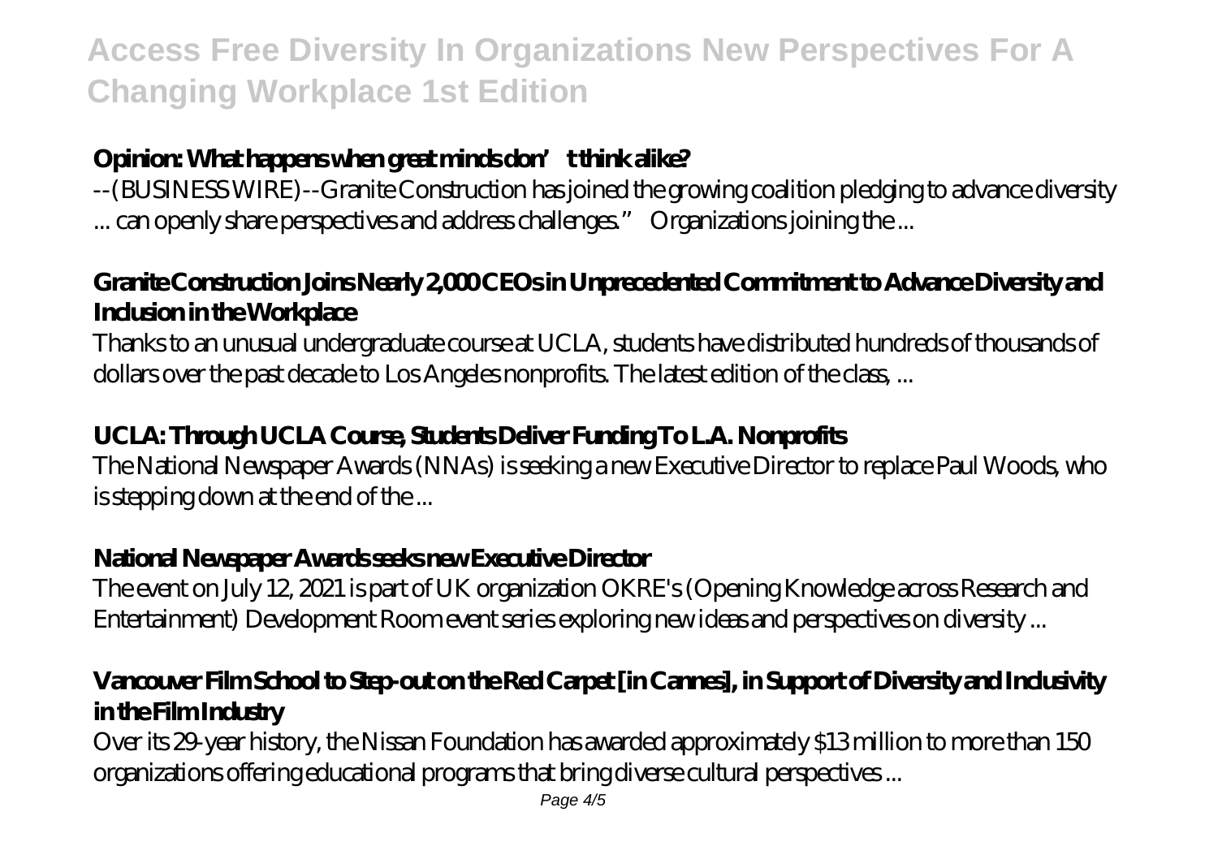### Opinion: What happens when great minds don't think alike?

--(BUSINESS WIRE)--Granite Construction has joined the growing coalition pledging to advance diversity ... can openly share perspectives and address challenges." Organizations joining the ...

### Granite Construction Joins Nearly 2,000 CEOs in Unprecedented Commitment to Advance Diversity and Inclusion in the Workplace

Thanks to an unusual undergraduate course at UCLA, students have distributed hundreds of thousands of dollars over the past decade to Los Angeles nonprofits. The latest edition of the class, ...

### UCLA: Through UCLA Course, Students Deliver Funding To L.A. Nonprofits

The National Newspaper Awards (NNAs) is seeking a new Executive Director to replace Paul Woods, who is stepping down at the end of the ...

### National Newspaper Awards seeks new Executive Director

The event on July 12, 2021 is part of UK organization OKRE's (Opening Knowledge across Research and Entertainment) Development Room event series exploring new ideas and perspectives on diversity ...

### Vancouver Film School to Step-out on the Red Carpet [in Cannes], in Support of Diversity and Inclusivity in the Film Industry

Over its 29-year history, the Nissan Foundation has awarded approximately $13 million to more than 150 organizations offering educational programs that bring diverse cultural perspectives ...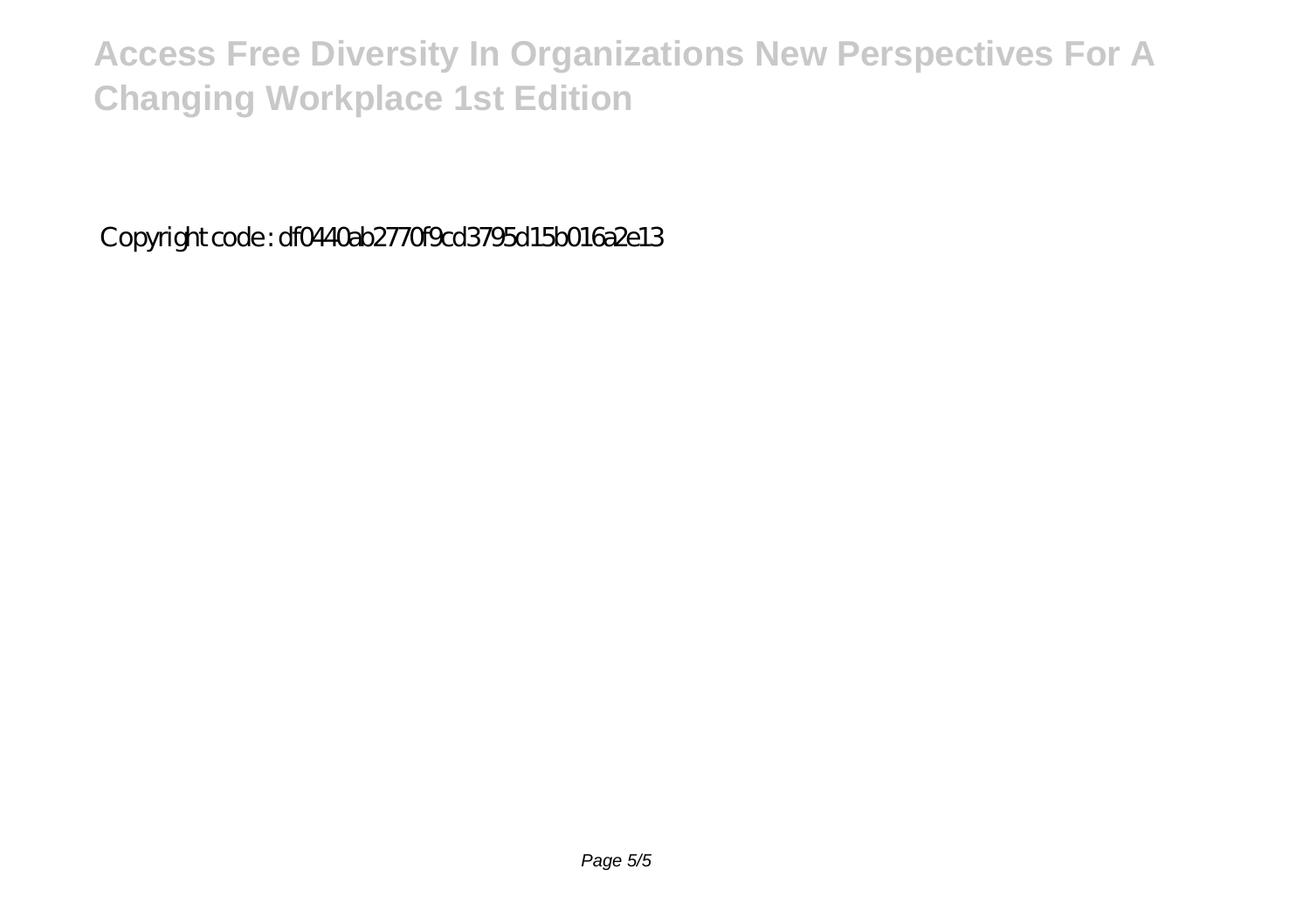Copyright code : df0440ab2770f9cd3795d15b016a2e13